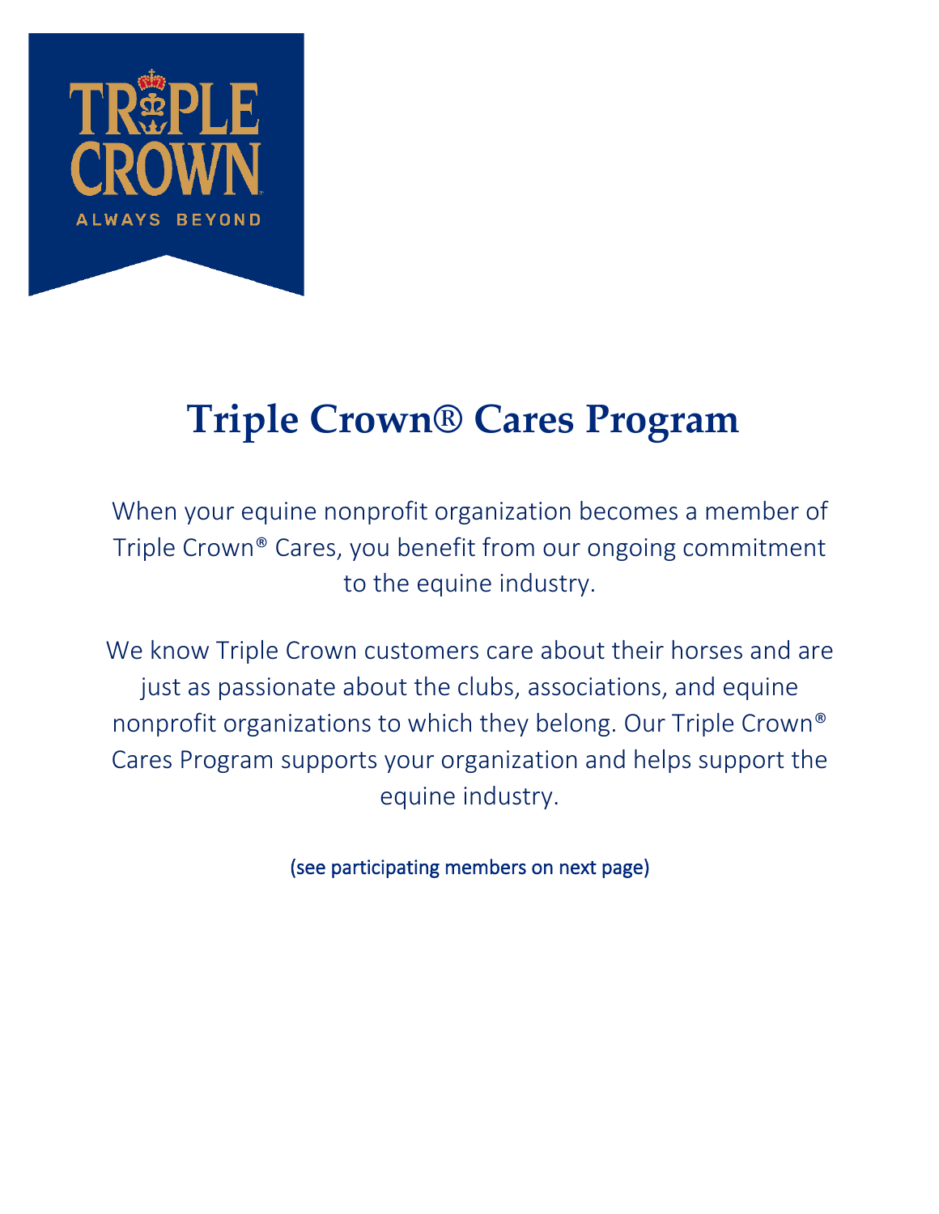# Triple Crown® Cares Program

When your equine nonprofit organization becomes a member of Triple Crown® Cares, you benefit from our ongoing commitment to the equine industry.

We know Triple Crown customers care about their horses and are just as passionate about the clubs, associations, and equine nonprofit organizations to which they belong. Our Triple Crown® Cares Program supports your organization and helps support the equine industry.

(see participating members on next page)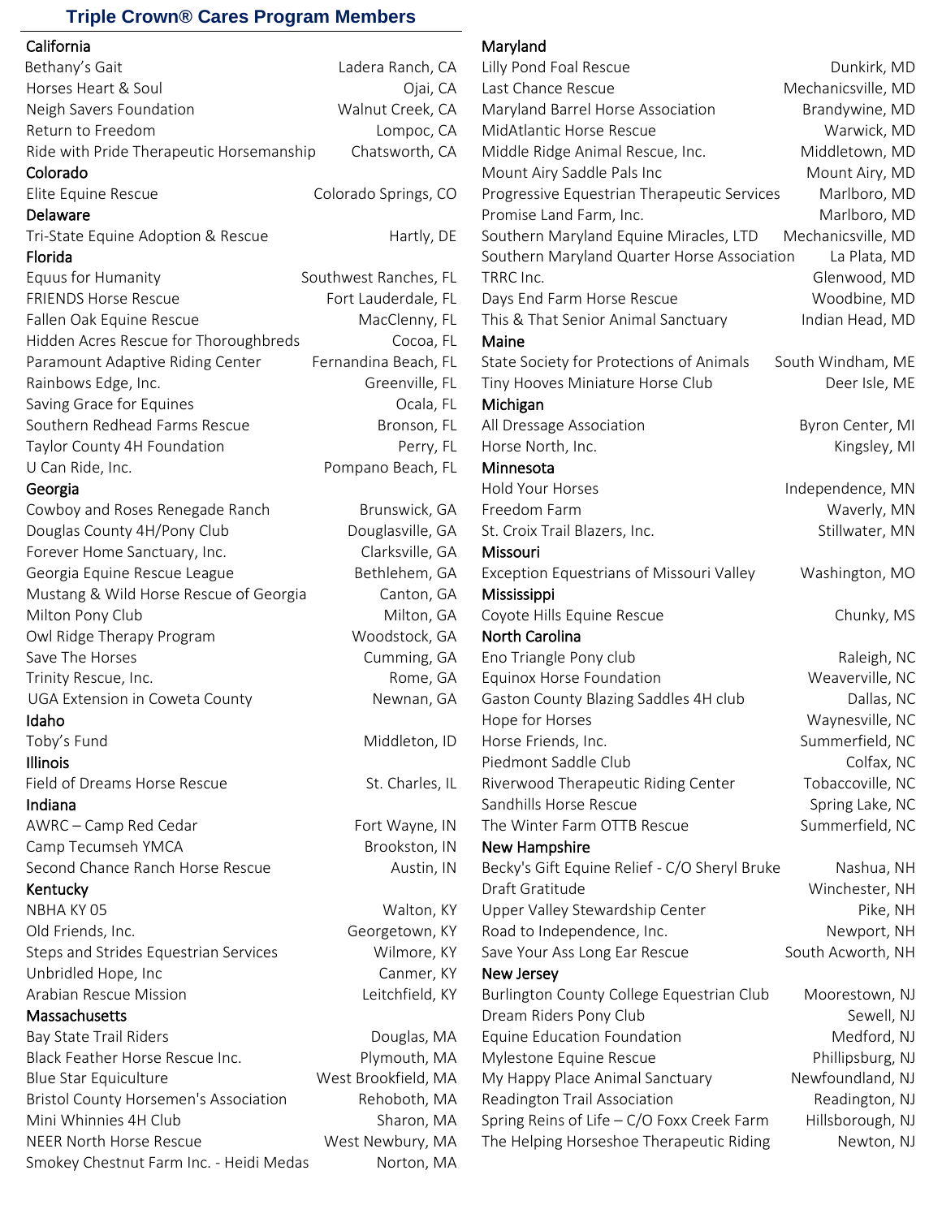## Triple Crown® Cares Program Members

### California

| | |
|---|---|
| Bethany's Gait | Ladera Ranch, CA |
| Horses Heart & Soul | Ojai, CA |
| Neigh Savers Foundation | Walnut Creek, CA |
| Return to Freedom | Lompoc, CA |
| Ride with Pride Therapeutic Horsemanship | Chatsworth, CA |

### Colorado

| | |
|---|---|
| Elite Equine Rescue | Colorado Springs, CO |

### Delaware

| | |
|---|---|
| Tri-State Equine Adoption & Rescue | Hartly, DE |

### Florida

| | |
|---|---|
| Equus for Humanity | Southwest Ranches, FL |
| FRIENDS Horse Rescue | Fort Lauderdale, FL |
| Fallen Oak Equine Rescue | MacClenny, FL |
| Hidden Acres Rescue for Thoroughbreds | Cocoa, FL |
| Paramount Adaptive Riding Center | Fernandina Beach, FL |
| Rainbows Edge, Inc. | Greenville, FL |
| Saving Grace for Equines | Ocala, FL |
| Southern Redhead Farms Rescue | Bronson, FL |
| Taylor County 4H Foundation | Perry, FL |
| U Can Ride, Inc. | Pompano Beach, FL |

### Georgia

| | |
|---|---|
| Cowboy and Roses Renegade Ranch | Brunswick, GA |
| Douglas County 4H/Pony Club | Douglasville, GA |
| Forever Home Sanctuary, Inc. | Clarksville, GA |
| Georgia Equine Rescue League | Bethlehem, GA |
| Mustang & Wild Horse Rescue of Georgia | Canton, GA |
| Milton Pony Club | Milton, GA |
| Owl Ridge Therapy Program | Woodstock, GA |
| Save The Horses | Cumming, GA |
| Trinity Rescue, Inc. | Rome, GA |
| UGA Extension in Coweta County | Newnan, GA |

### Idaho

| | |
|---|---|
| Toby's Fund | Middleton, ID |

### Illinois

| | |
|---|---|
| Field of Dreams Horse Rescue | St. Charles, IL |

### Indiana

| | |
|---|---|
| AWRC – Camp Red Cedar | Fort Wayne, IN |
| Camp Tecumseh YMCA | Brookston, IN |
| Second Chance Ranch Horse Rescue | Austin, IN |

### Kentucky

| | |
|---|---|
| NBHA KY 05 | Walton, KY |
| Old Friends, Inc. | Georgetown, KY |
| Steps and Strides Equestrian Services | Wilmore, KY |
| Unbridled Hope, Inc | Canmer, KY |
| Arabian Rescue Mission | Leitchfield, KY |

### Massachusetts

| | |
|---|---|
| Bay State Trail Riders | Douglas, MA |
| Black Feather Horse Rescue Inc. | Plymouth, MA |
| Blue Star Equiculture | West Brookfield, MA |
| Bristol County Horsemen's Association | Rehoboth, MA |
| Mini Whinnies 4H Club | Sharon, MA |
| NEER North Horse Rescue | West Newbury, MA |
| Smokey Chestnut Farm Inc. - Heidi Medas | Norton, MA |

### Maryland

| | |
|---|---|
| Lilly Pond Foal Rescue | Dunkirk, MD |
| Last Chance Rescue | Mechanicsville, MD |
| Maryland Barrel Horse Association | Brandywine, MD |
| MidAtlantic Horse Rescue | Warwick, MD |
| Middle Ridge Animal Rescue, Inc. | Middletown, MD |
| Mount Airy Saddle Pals Inc | Mount Airy, MD |
| Progressive Equestrian Therapeutic Services | Marlboro, MD |
| Promise Land Farm, Inc. | Marlboro, MD |
| Southern Maryland Equine Miracles, LTD | Mechanicsville, MD |
| Southern Maryland Quarter Horse Association | La Plata, MD |
| TRRC Inc. | Glenwood, MD |
| Days End Farm Horse Rescue | Woodbine, MD |
| This & That Senior Animal Sanctuary | Indian Head, MD |

### Maine

| | |
|---|---|
| State Society for Protections of Animals | South Windham, ME |
| Tiny Hooves Miniature Horse Club | Deer Isle, ME |

### Michigan

| | |
|---|---|
| All Dressage Association | Byron Center, MI |
| Horse North, Inc. | Kingsley, MI |

### Minnesota

| | |
|---|---|
| Hold Your Horses | Independence, MN |
| Freedom Farm | Waverly, MN |
| St. Croix Trail Blazers, Inc. | Stillwater, MN |

### Missouri

| | |
|---|---|
| Exception Equestrians of Missouri Valley | Washington, MO |

### Mississippi

| | |
|---|---|
| Coyote Hills Equine Rescue | Chunky, MS |

### North Carolina

| | |
|---|---|
| Eno Triangle Pony club | Raleigh, NC |
| Equinox Horse Foundation | Weaverville, NC |
| Gaston County Blazing Saddles 4H club | Dallas, NC |
| Hope for Horses | Waynesville, NC |
| Horse Friends, Inc. | Summerfield, NC |
| Piedmont Saddle Club | Colfax, NC |
| Riverwood Therapeutic Riding Center | Tobaccoville, NC |
| Sandhills Horse Rescue | Spring Lake, NC |
| The Winter Farm OTTB Rescue | Summerfield, NC |

### New Hampshire

| | |
|---|---|
| Becky's Gift Equine Relief - C/O Sheryl Bruke | Nashua, NH |
| Draft Gratitude | Winchester, NH |
| Upper Valley Stewardship Center | Pike, NH |
| Road to Independence, Inc. | Newport, NH |
| Save Your Ass Long Ear Rescue | South Acworth, NH |

### New Jersey

| | |
|---|---|
| Burlington County College Equestrian Club | Moorestown, NJ |
| Dream Riders Pony Club | Sewell, NJ |
| Equine Education Foundation | Medford, NJ |
| Mylestone Equine Rescue | Phillipsburg, NJ |
| My Happy Place Animal Sanctuary | Newfoundland, NJ |
| Readington Trail Association | Readington, NJ |
| Spring Reins of Life – C/O Foxx Creek Farm | Hillsborough, NJ |
| The Helping Horseshoe Therapeutic Riding | Newton, NJ |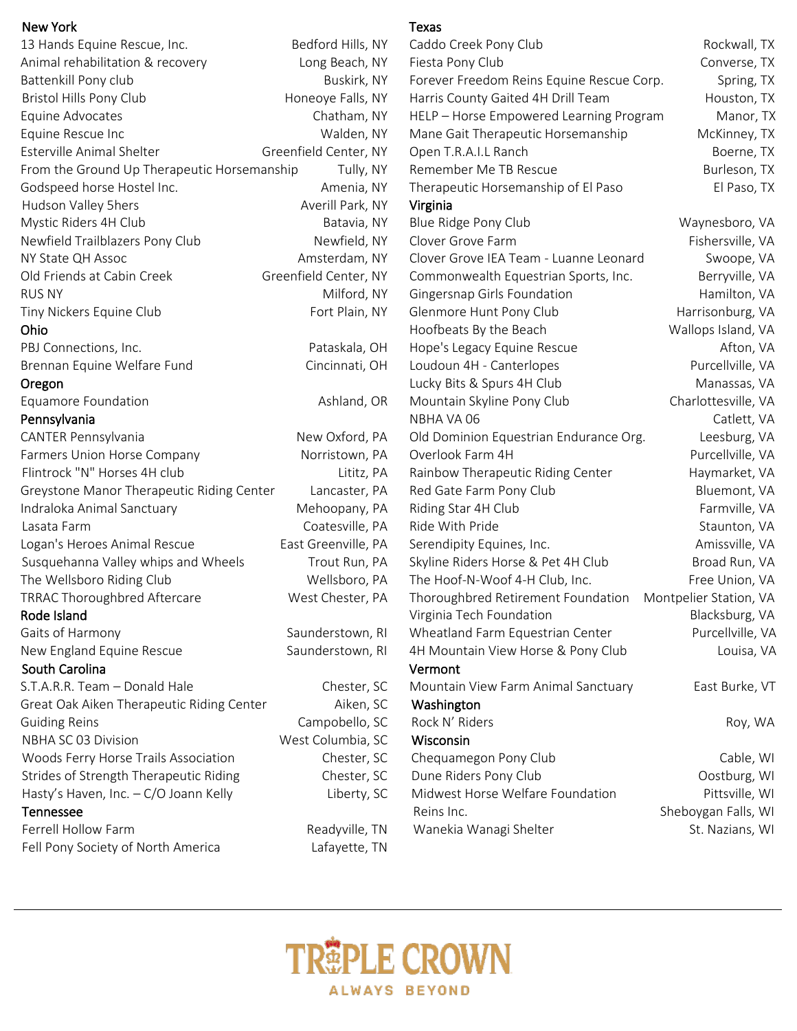## New York

| | |
|---|---|
| 13 Hands Equine Rescue, Inc. | Bedford Hills, NY |
| Animal rehabilitation & recovery | Long Beach, NY |
| Battenkill Pony club | Buskirk, NY |
| Bristol Hills Pony Club | Honeoye Falls, NY |
| Equine Advocates | Chatham, NY |
| Equine Rescue Inc | Walden, NY |
| Esterville Animal Shelter | Greenfield Center, NY |
| From the Ground Up Therapeutic Horsemanship | Tully, NY |
| Godspeed horse Hostel Inc. | Amenia, NY |
| Hudson Valley 5hers | Averill Park, NY |
| Mystic Riders 4H Club | Batavia, NY |
| Newfield Trailblazers Pony Club | Newfield, NY |
| NY State QH Assoc | Amsterdam, NY |
| Old Friends at Cabin Creek | Greenfield Center, NY |
| RUS NY | Milford, NY |
| Tiny Nickers Equine Club | Fort Plain, NY |

## Ohio

| | |
|---|---|
| PBJ Connections, Inc. | Pataskala, OH |
| Brennan Equine Welfare Fund | Cincinnati, OH |

## Oregon

| | |
|---|---|
| Equamore Foundation | Ashland, OR |

## Pennsylvania

| | |
|---|---|
| CANTER Pennsylvania | New Oxford, PA |
| Farmers Union Horse Company | Norristown, PA |
| Flintrock "N" Horses 4H club | Lititz, PA |
| Greystone Manor Therapeutic Riding Center | Lancaster, PA |
| Indraloka Animal Sanctuary | Mehoopany, PA |
| Lasata Farm | Coatesville, PA |
| Logan's Heroes Animal Rescue | East Greenville, PA |
| Susquehanna Valley whips and Wheels | Trout Run, PA |
| The Wellsboro Riding Club | Wellsboro, PA |
| TRRAC Thoroughbred Aftercare | West Chester, PA |

## Rode Island

| | |
|---|---|
| Gaits of Harmony | Saunderstown, RI |
| New England Equine Rescue | Saunderstown, RI |

## South Carolina

| | |
|---|---|
| S.T.A.R.R. Team – Donald Hale | Chester, SC |
| Great Oak Aiken Therapeutic Riding Center | Aiken, SC |
| Guiding Reins | Campobello, SC |
| NBHA SC 03 Division | West Columbia, SC |
| Woods Ferry Horse Trails Association | Chester, SC |
| Strides of Strength Therapeutic Riding | Chester, SC |
| Hasty's Haven, Inc. – C/O Joann Kelly | Liberty, SC |

## Tennessee

| | |
|---|---|
| Ferrell Hollow Farm | Readyville, TN |
| Fell Pony Society of North America | Lafayette, TN |

## Texas

| | |
|---|---|
| Caddo Creek Pony Club | Rockwall, TX |
| Fiesta Pony Club | Converse, TX |
| Forever Freedom Reins Equine Rescue Corp. | Spring, TX |
| Harris County Gaited 4H Drill Team | Houston, TX |
| HELP – Horse Empowered Learning Program | Manor, TX |
| Mane Gait Therapeutic Horsemanship | McKinney, TX |
| Open T.R.A.I.L Ranch | Boerne, TX |
| Remember Me TB Rescue | Burleson, TX |
| Therapeutic Horsemanship of El Paso | El Paso, TX |

## Virginia

| | |
|---|---|
| Blue Ridge Pony Club | Waynesboro, VA |
| Clover Grove Farm | Fishersville, VA |
| Clover Grove IEA Team - Luanne Leonard | Swoope, VA |
| Commonwealth Equestrian Sports, Inc. | Berryville, VA |
| Gingersnap Girls Foundation | Hamilton, VA |
| Glenmore Hunt Pony Club | Harrisonburg, VA |
| Hoofbeats By the Beach | Wallops Island, VA |
| Hope's Legacy Equine Rescue | Afton, VA |
| Loudoun 4H - Canterlopes | Purcellville, VA |
| Lucky Bits & Spurs 4H Club | Manassas, VA |
| Mountain Skyline Pony Club | Charlottesville, VA |
| NBHA VA 06 | Catlett, VA |
| Old Dominion Equestrian Endurance Org. | Leesburg, VA |
| Overlook Farm 4H | Purcellville, VA |
| Rainbow Therapeutic Riding Center | Haymarket, VA |
| Red Gate Farm Pony Club | Bluemont, VA |
| Riding Star 4H Club | Farmville, VA |
| Ride With Pride | Staunton, VA |
| Serendipity Equines, Inc. | Amissville, VA |
| Skyline Riders Horse & Pet 4H Club | Broad Run, VA |
| The Hoof-N-Woof 4-H Club, Inc. | Free Union, VA |
| Thoroughbred Retirement Foundation | Montpelier Station, VA |
| Virginia Tech Foundation | Blacksburg, VA |
| Wheatland Farm Equestrian Center | Purcellville, VA |
| 4H Mountain View Horse & Pony Club | Louisa, VA |

## Vermont

| | |
|---|---|
| Mountain View Farm Animal Sanctuary | East Burke, VT |

## Washington

| | |
|---|---|
| Rock N' Riders | Roy, WA |

## Wisconsin

| | |
|---|---|
| Chequamegon Pony Club | Cable, WI |
| Dune Riders Pony Club | Oostburg, WI |
| Midwest Horse Welfare Foundation | Pittsville, WI |
| Reins Inc. | Sheboygan Falls, WI |
| Wanekia Wanagi Shelter | St. Nazians, WI |

TRIPLE CROWN
ALWAYS BEYOND